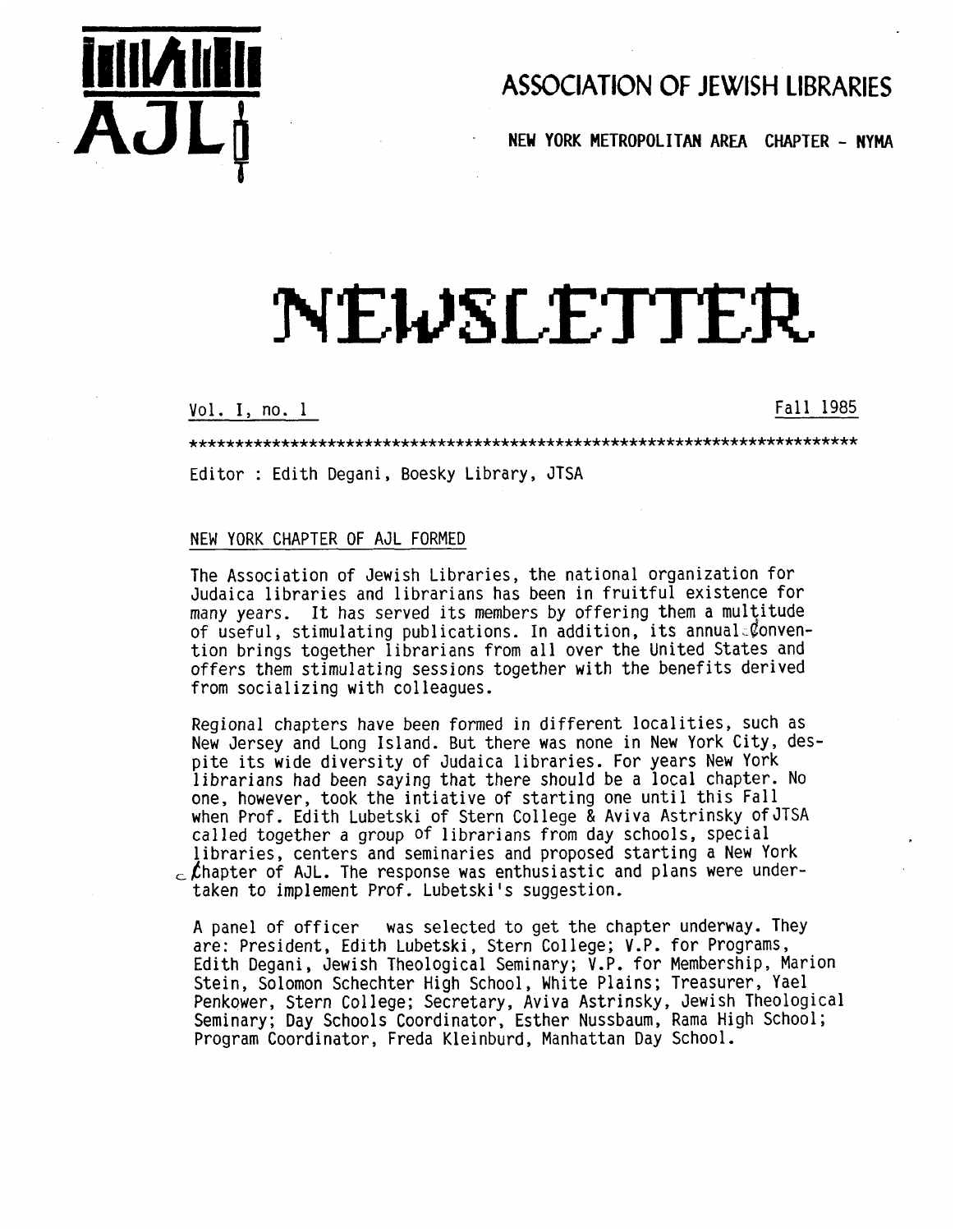# ASSOCIATION OF JEWISH LIBRARIES

NEW YORK METROPOLITAN AREA CHAPTER - NYMA

# NEWSLETTER

Vol. I, no. 1 — Fall 1985

**************************************************************************

Editor : Edith Degani, Boesky Library, JTSA

## NEW YORK CHAPTER OF AJL FORMED

The Association of Jewish Libraries, the national organization for Judaica libraries and librarians has been in fruitful existence for many years. It has served its members by offering them a multitude of useful, stimulating publications. In addition, its annual convention brings together librarians from all over the United States and offers them stimulating sessions together with the benefits derived from socializing with colleagues.

Regional chapters have been formed in different localities, such as New Jersey and Long Island. But there was none in New York City, despite its wide diversity of Judaica libraries. For years New York librarians had been saying that there should be a local chapter. No one, however, took the intiative of starting one until this Fall when Prof. Edith Lubetski of Stern College & Aviva Astrinsky of JTSA called together a group of librarians from day schools, special libraries, centers and seminaries and proposed starting a New York Chapter of AJL. The response was enthusiastic and plans were undertaken to implement Prof. Lubetski's suggestion.

A panel of officer was selected to get the chapter underway. They are: President, Edith Lubetski, Stern College; V.P. for Programs, Edith Degani, Jewish Theological Seminary; V.P. for Membership, Marion Stein, Solomon Schechter High School, White Plains; Treasurer, Yael Penkower, Stern College; Secretary, Aviva Astrinsky, Jewish Theological Seminary; Day Schools Coordinator, Esther Nussbaum, Rama High School; Program Coordinator, Freda Kleinburd, Manhattan Day School.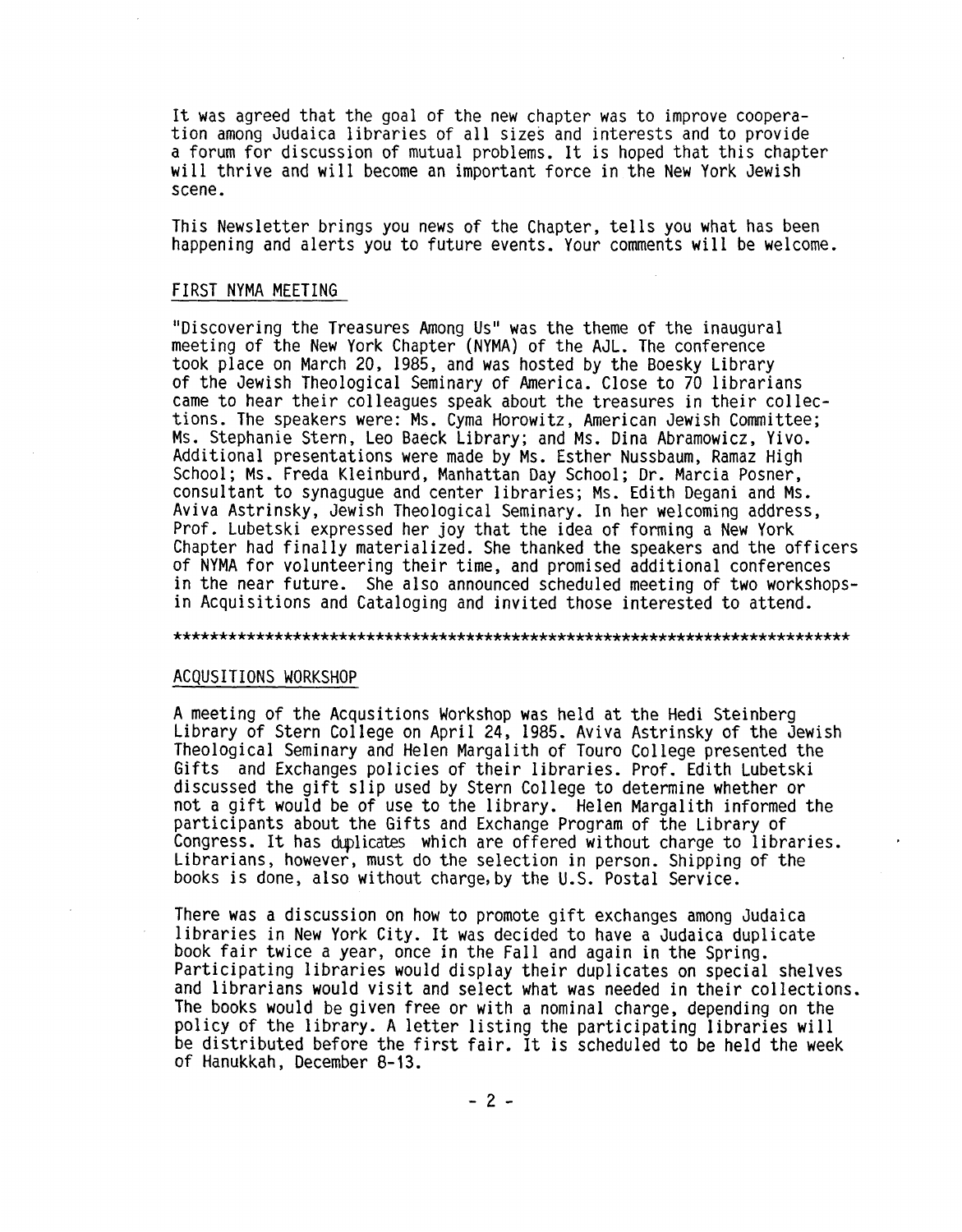It was agreed that the goal of the new chapter was to improve cooperation among Judaica libraries of all sizes and interests and to provide a forum for discussion of mutual problems. It is hoped that this chapter will thrive and will become an important force in the New York Jewish scene.

This Newsletter brings you news of the Chapter, tells you what has been happening and alerts you to future events. Your comments will be welcome.

## FIRST NYMA MEETING

"Discovering the Treasures Among Us" was the theme of the inaugural meeting of the New York Chapter (NYMA) of the AJL. The conference took place on March 20, 1985, and was hosted by the Boesky Library of the Jewish Theological Seminary of America. Close to 70 librarians came to hear their colleagues speak about the treasures in their collections. The speakers were: Ms. Cyma Horowitz, American Jewish Committee; Ms. Stephanie Stern, Leo Baeck Library; and Ms. Dina Abramowicz, Yivo. Additional presentations were made by Ms. Esther Nussbaum, Ramaz High School; Ms. Freda Kleinburd, Manhattan Day School; Dr. Marcia Posner, consultant to synagugue and center libraries; Ms. Edith Degani and Ms. Aviva Astrinsky, Jewish Theological Seminary. In her welcoming address, Prof. Lubetski expressed her joy that the idea of forming a New York Chapter had finally materialized. She thanked the speakers and the officers of NYMA for volunteering their time, and promised additional conferences in the near future. She also announced scheduled meeting of two workshops-in Acquisitions and Cataloging and invited those interested to attend.

***************************************************************************

## ACQUSITIONS WORKSHOP

A meeting of the Acqusitions Workshop was held at the Hedi Steinberg Library of Stern College on April 24, 1985. Aviva Astrinsky of the Jewish Theological Seminary and Helen Margalith of Touro College presented the Gifts and Exchanges policies of their libraries. Prof. Edith Lubetski discussed the gift slip used by Stern College to determine whether or not a gift would be of use to the library. Helen Margalith informed the participants about the Gifts and Exchange Program of the Library of Congress. It has duplicates which are offered without charge to libraries. Librarians, however, must do the selection in person. Shipping of the books is done, also without charge, by the U.S. Postal Service.

There was a discussion on how to promote gift exchanges among Judaica libraries in New York City. It was decided to have a Judaica duplicate book fair twice a year, once in the Fall and again in the Spring. Participating libraries would display their duplicates on special shelves and librarians would visit and select what was needed in their collections. The books would be given free or with a nominal charge, depending on the policy of the library. A letter listing the participating libraries will be distributed before the first fair. It is scheduled to be held the week of Hanukkah, December 8-13.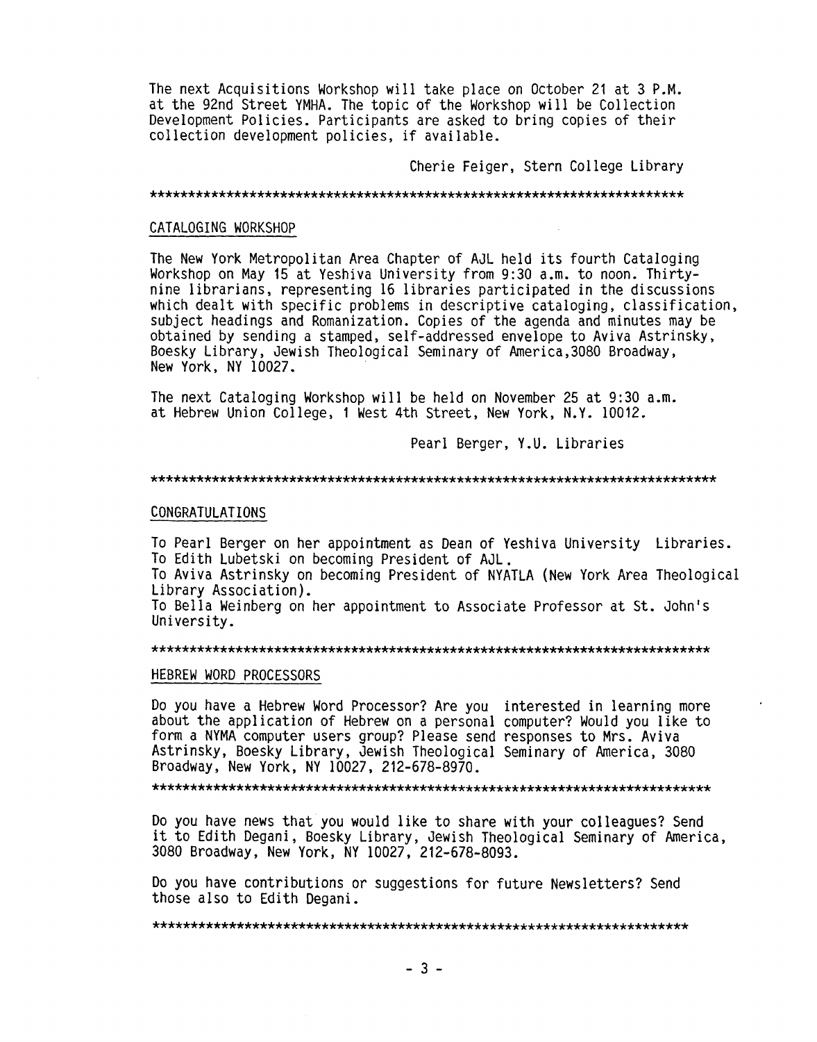The next Acquisitions Workshop will take place on October 21 at 3 P.M. at the 92nd Street YMHA. The topic of the Workshop will be Collection Development Policies. Participants are asked to bring copies of their collection development policies, if available.

Cherie Feiger, Stern College Library

*************************************************************************

## CATALOGING WORKSHOP

The New York Metropolitan Area Chapter of AJL held its fourth Cataloging Workshop on May 15 at Yeshiva University from 9:30 a.m. to noon. Thirty-nine librarians, representing 16 libraries participated in the discussions which dealt with specific problems in descriptive cataloging, classification, subject headings and Romanization. Copies of the agenda and minutes may be obtained by sending a stamped, self-addressed envelope to Aviva Astrinsky, Boesky Library, Jewish Theological Seminary of America,3080 Broadway, New York, NY 10027.

The next Cataloging Workshop will be held on November 25 at 9:30 a.m. at Hebrew Union College, 1 West 4th Street, New York, N.Y. 10012.

Pearl Berger, Y.U. Libraries

*************************************************************************

## CONGRATULATIONS

To Pearl Berger on her appointment as Dean of Yeshiva University Libraries.
To Edith Lubetski on becoming President of AJL.
To Aviva Astrinsky on becoming President of NYATLA (New York Area Theological Library Association).
To Bella Weinberg on her appointment to Associate Professor at St. John's University.

*************************************************************************

## HEBREW WORD PROCESSORS

Do you have a Hebrew Word Processor? Are you interested in learning more about the application of Hebrew on a personal computer? Would you like to form a NYMA computer users group? Please send responses to Mrs. Aviva Astrinsky, Boesky Library, Jewish Theological Seminary of America, 3080 Broadway, New York, NY 10027, 212-678-8970.

*************************************************************************

Do you have news that you would like to share with your colleagues? Send it to Edith Degani, Boesky Library, Jewish Theological Seminary of America, 3080 Broadway, New York, NY 10027, 212-678-8093.

Do you have contributions or suggestions for future Newsletters? Send those also to Edith Degani.

*************************************************************************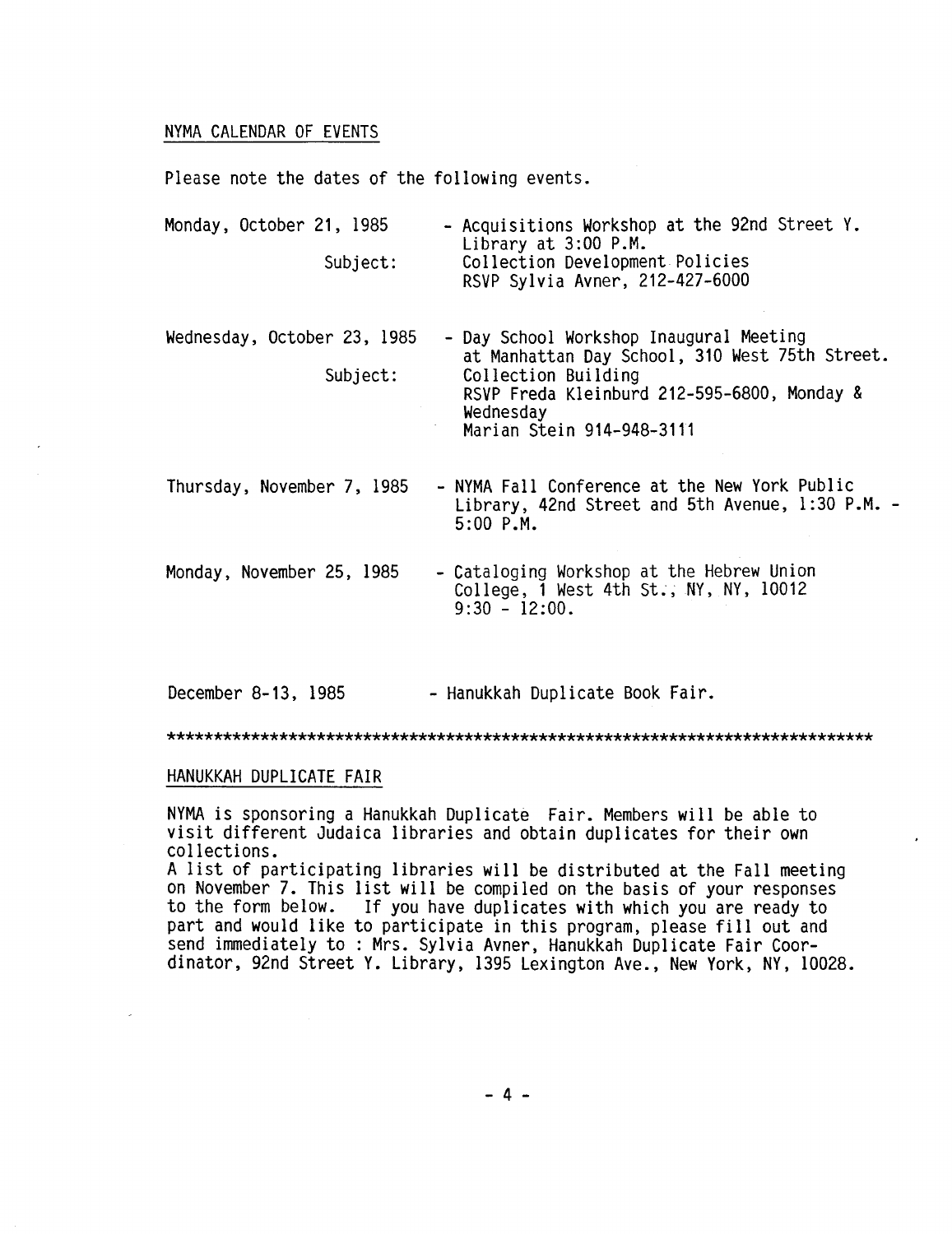## NYMA CALENDAR OF EVENTS

Please note the dates of the following events.

Monday, October 21, 1985 - Acquisitions Workshop at the 92nd Street Y. Library at 3:00 P.M.
Subject: Collection Development Policies
RSVP Sylvia Avner, 212-427-6000

Wednesday, October 23, 1985 - Day School Workshop Inaugural Meeting at Manhattan Day School, 310 West 75th Street.
Subject: Collection Building
RSVP Freda Kleinburd 212-595-6800, Monday & Wednesday
Marian Stein 914-948-3111

Thursday, November 7, 1985 - NYMA Fall Conference at the New York Public Library, 42nd Street and 5th Avenue, 1:30 P.M. - 5:00 P.M.

Monday, November 25, 1985 - Cataloging Workshop at the Hebrew Union College, 1 West 4th St., NY, NY, 10012
9:30 - 12:00.

December 8-13, 1985 - Hanukkah Duplicate Book Fair.

*****************************************************************************

## HANUKKAH DUPLICATE FAIR

NYMA is sponsoring a Hanukkah Duplicate Fair. Members will be able to visit different Judaica libraries and obtain duplicates for their own collections.
A list of participating libraries will be distributed at the Fall meeting on November 7. This list will be compiled on the basis of your responses to the form below. If you have duplicates with which you are ready to part and would like to participate in this program, please fill out and send immediately to : Mrs. Sylvia Avner, Hanukkah Duplicate Fair Coordinator, 92nd Street Y. Library, 1395 Lexington Ave., New York, NY, 10028.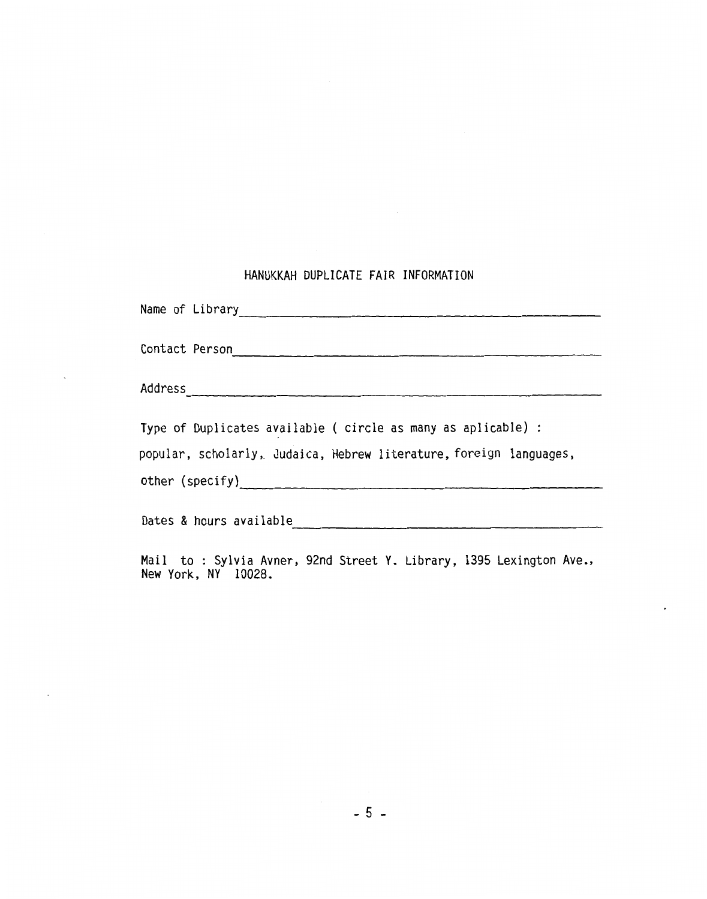## HANUKKAH DUPLICATE FAIR INFORMATION

Name of Library______________________________________________

Contact Person______________________________________________

Address______________________________________________

Type of Duplicates available ( circle as many as aplicable) :

popular, scholarly, Judaica, Hebrew literature, foreign languages,

other (specify)______________________________________________

Dates & hours available______________________________________________

Mail to : Sylvia Avner, 92nd Street Y. Library, 1395 Lexington Ave., New York, NY 10028.